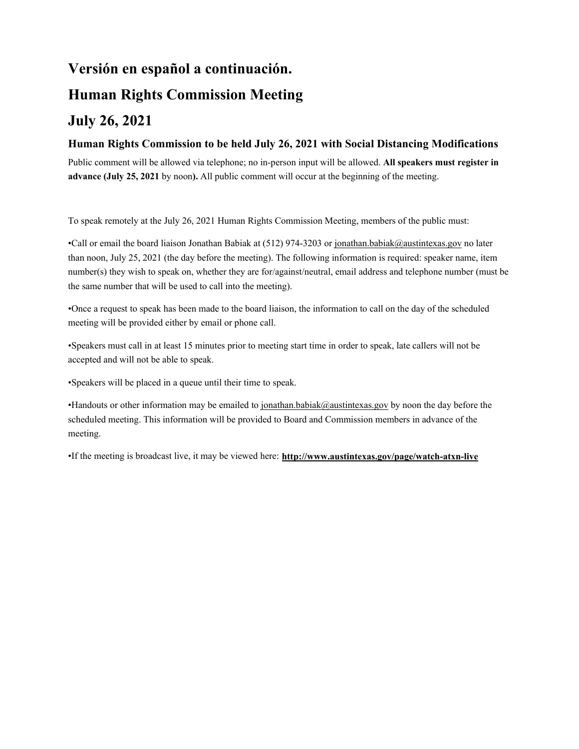# Versión en español a continuación.

# Human Rights Commission Meeting

# July 26, 2021

### Human Rights Commission to be held July 26, 2021 with Social Distancing Modifications

Public comment will be allowed via telephone; no in-person input will be allowed. **All speakers must register in advance (July 25, 2021** by noon**).** All public comment will occur at the beginning of the meeting.

To speak remotely at the July 26, 2021 Human Rights Commission Meeting, members of the public must:

•Call or email the board liaison Jonathan Babiak at (512) 974-3203 or jonathan.babiak@austintexas.gov no later than noon, July 25, 2021 (the day before the meeting). The following information is required: speaker name, item number(s) they wish to speak on, whether they are for/against/neutral, email address and telephone number (must be the same number that will be used to call into the meeting).

•Once a request to speak has been made to the board liaison, the information to call on the day of the scheduled meeting will be provided either by email or phone call.

•Speakers must call in at least 15 minutes prior to meeting start time in order to speak, late callers will not be accepted and will not be able to speak.

•Speakers will be placed in a queue until their time to speak.

•Handouts or other information may be emailed to jonathan.babiak@austintexas.gov by noon the day before the scheduled meeting. This information will be provided to Board and Commission members in advance of the meeting.

•If the meeting is broadcast live, it may be viewed here: **http://www.austintexas.gov/page/watch-atxn-live**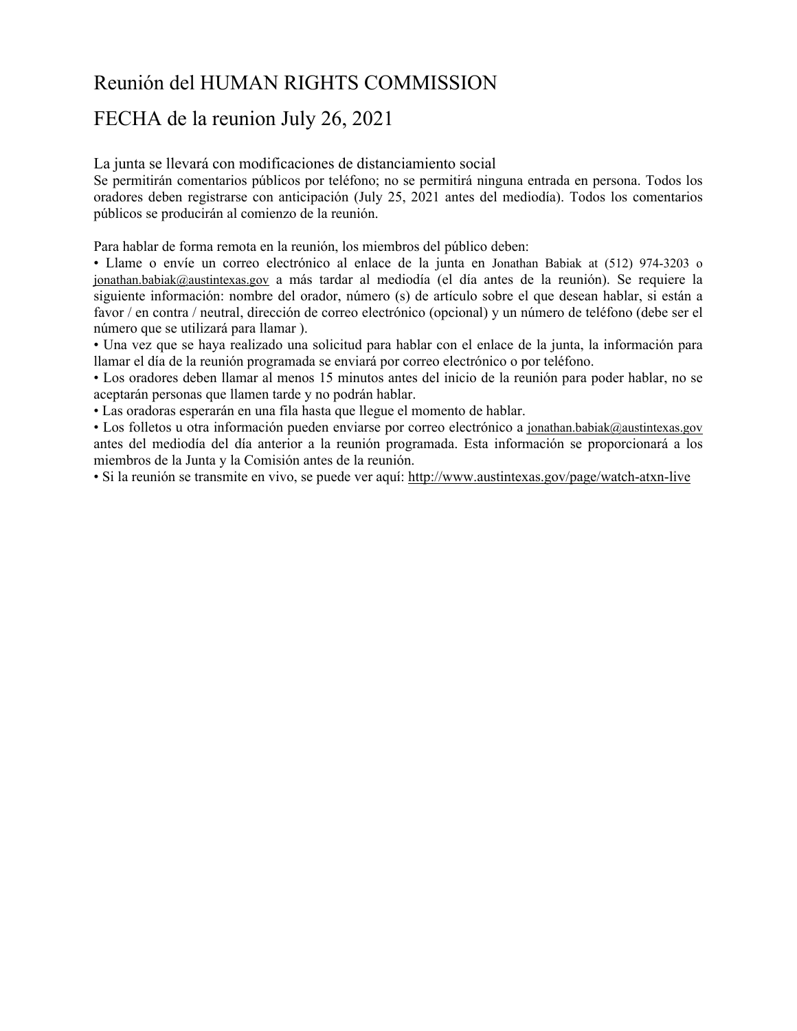# Reunión del HUMAN RIGHTS COMMISSION

# FECHA de la reunion July 26, 2021

## La junta se llevará con modificaciones de distanciamiento social

Se permitirán comentarios públicos por teléfono; no se permitirá ninguna entrada en persona. Todos los oradores deben registrarse con anticipación (July 25, 2021 antes del mediodía). Todos los comentarios públicos se producirán al comienzo de la reunión.

Para hablar de forma remota en la reunión, los miembros del público deben:

- Llame o envíe un correo electrónico al enlace de la junta en Jonathan Babiak at (512) 974-3203 o jonathan.babiak@austintexas.gov a más tardar al mediodía (el día antes de la reunión). Se requiere la siguiente información: nombre del orador, número (s) de artículo sobre el que desean hablar, si están a favor / en contra / neutral, dirección de correo electrónico (opcional) y un número de teléfono (debe ser el número que se utilizará para llamar ).
- Una vez que se haya realizado una solicitud para hablar con el enlace de la junta, la información para llamar el día de la reunión programada se enviará por correo electrónico o por teléfono.
- Los oradores deben llamar al menos 15 minutos antes del inicio de la reunión para poder hablar, no se aceptarán personas que llamen tarde y no podrán hablar.
- Las oradoras esperarán en una fila hasta que llegue el momento de hablar.
- Los folletos u otra información pueden enviarse por correo electrónico a jonathan.babiak@austintexas.gov antes del mediodía del día anterior a la reunión programada. Esta información se proporcionará a los miembros de la Junta y la Comisión antes de la reunión.
- Si la reunión se transmite en vivo, se puede ver aquí: http://www.austintexas.gov/page/watch-atxn-live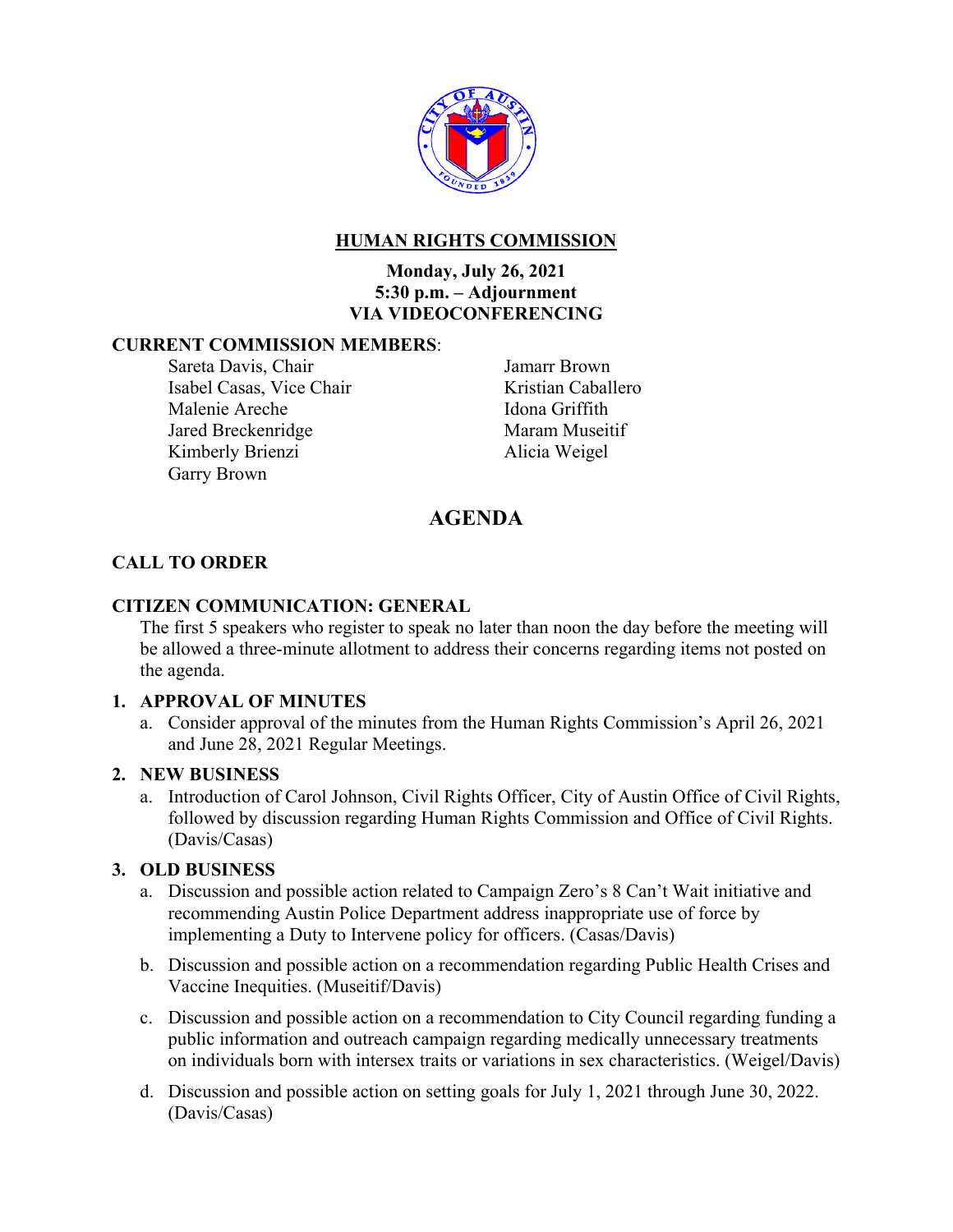## HUMAN RIGHTS COMMISSION

**Monday, July 26, 2021**
**5:30 p.m. – Adjournment**
**VIA VIDEOCONFERENCING**

**CURRENT COMMISSION MEMBERS**:

- Sareta Davis, Chair
- Isabel Casas, Vice Chair
- Malenie Areche
- Jared Breckenridge
- Kimberly Brienzi
- Garry Brown
- Jamarr Brown
- Kristian Caballero
- Idona Griffith
- Maram Museitif
- Alicia Weigel

# AGENDA

### CALL TO ORDER

### CITIZEN COMMUNICATION: GENERAL

The first 5 speakers who register to speak no later than noon the day before the meeting will be allowed a three-minute allotment to address their concerns regarding items not posted on the agenda.

### 1. APPROVAL OF MINUTES

a. Consider approval of the minutes from the Human Rights Commission's April 26, 2021 and June 28, 2021 Regular Meetings.

### 2. NEW BUSINESS

a. Introduction of Carol Johnson, Civil Rights Officer, City of Austin Office of Civil Rights, followed by discussion regarding Human Rights Commission and Office of Civil Rights. (Davis/Casas)

### 3. OLD BUSINESS

a. Discussion and possible action related to Campaign Zero's 8 Can't Wait initiative and recommending Austin Police Department address inappropriate use of force by implementing a Duty to Intervene policy for officers. (Casas/Davis)

b. Discussion and possible action on a recommendation regarding Public Health Crises and Vaccine Inequities. (Museitif/Davis)

c. Discussion and possible action on a recommendation to City Council regarding funding a public information and outreach campaign regarding medically unnecessary treatments on individuals born with intersex traits or variations in sex characteristics. (Weigel/Davis)

d. Discussion and possible action on setting goals for July 1, 2021 through June 30, 2022. (Davis/Casas)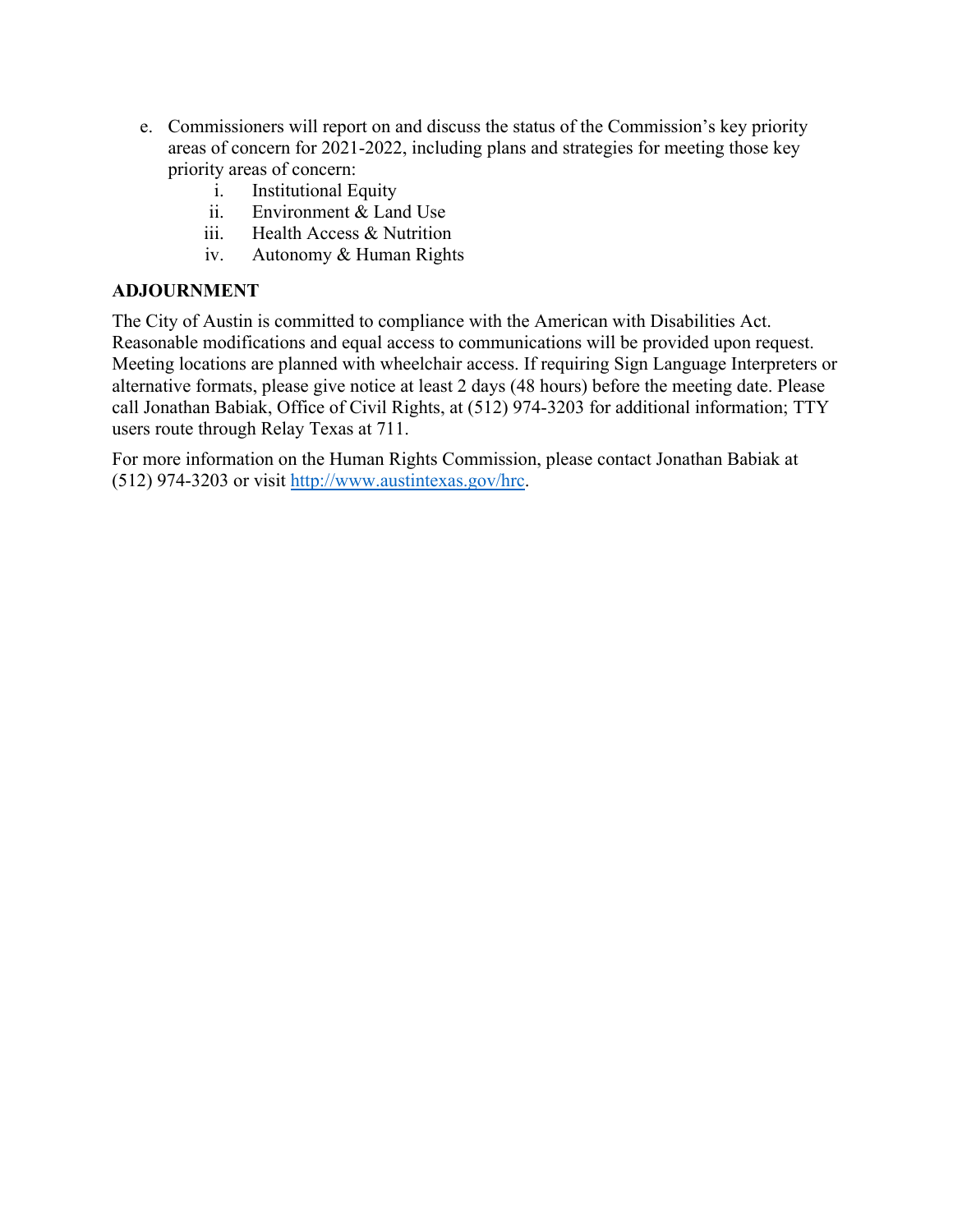e. Commissioners will report on and discuss the status of the Commission's key priority areas of concern for 2021-2022, including plans and strategies for meeting those key priority areas of concern:
    i. Institutional Equity
    ii. Environment & Land Use
    iii. Health Access & Nutrition
    iv. Autonomy & Human Rights

**ADJOURNMENT**

The City of Austin is committed to compliance with the American with Disabilities Act. Reasonable modifications and equal access to communications will be provided upon request. Meeting locations are planned with wheelchair access. If requiring Sign Language Interpreters or alternative formats, please give notice at least 2 days (48 hours) before the meeting date. Please call Jonathan Babiak, Office of Civil Rights, at (512) 974-3203 for additional information; TTY users route through Relay Texas at 711.

For more information on the Human Rights Commission, please contact Jonathan Babiak at (512) 974-3203 or visit [http://www.austintexas.gov/hrc](http://www.austintexas.gov/hrc).